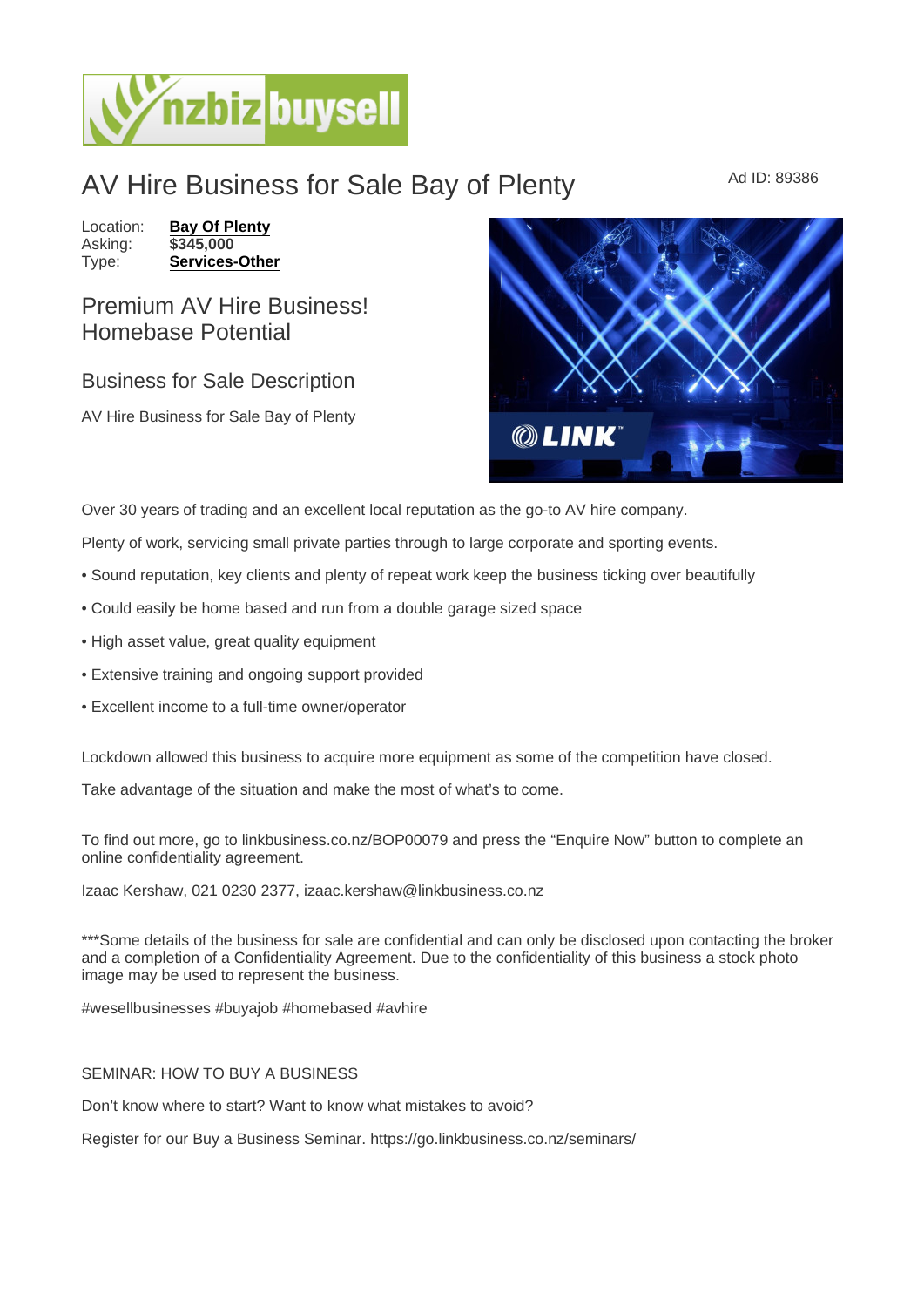# AV Hire Business for Sale Bay of Plenty

Ad ID: 89386

Location: **Bay Of Plenty**
Asking: **$345,000**
Type: **Services-Other**

## Premium AV Hire Business! Homebase Potential

## Business for Sale Description

AV Hire Business for Sale Bay of Plenty

Over 30 years of trading and an excellent local reputation as the go-to AV hire company.

Plenty of work, servicing small private parties through to large corporate and sporting events.

- Sound reputation, key clients and plenty of repeat work keep the business ticking over beautifully
- Could easily be home based and run from a double garage sized space
- High asset value, great quality equipment
- Extensive training and ongoing support provided
- Excellent income to a full-time owner/operator

Lockdown allowed this business to acquire more equipment as some of the competition have closed.

Take advantage of the situation and make the most of what's to come.

To find out more, go to linkbusiness.co.nz/BOP00079 and press the "Enquire Now" button to complete an online confidentiality agreement.

Izaac Kershaw, 021 0230 2377, izaac.kershaw@linkbusiness.co.nz

***Some details of the business for sale are confidential and can only be disclosed upon contacting the broker and a completion of a Confidentiality Agreement. Due to the confidentiality of this business a stock photo image may be used to represent the business.

#wesellbusinesses #buyajob #homebased #avhire

SEMINAR: HOW TO BUY A BUSINESS

Don't know where to start? Want to know what mistakes to avoid?

Register for our Buy a Business Seminar. https://go.linkbusiness.co.nz/seminars/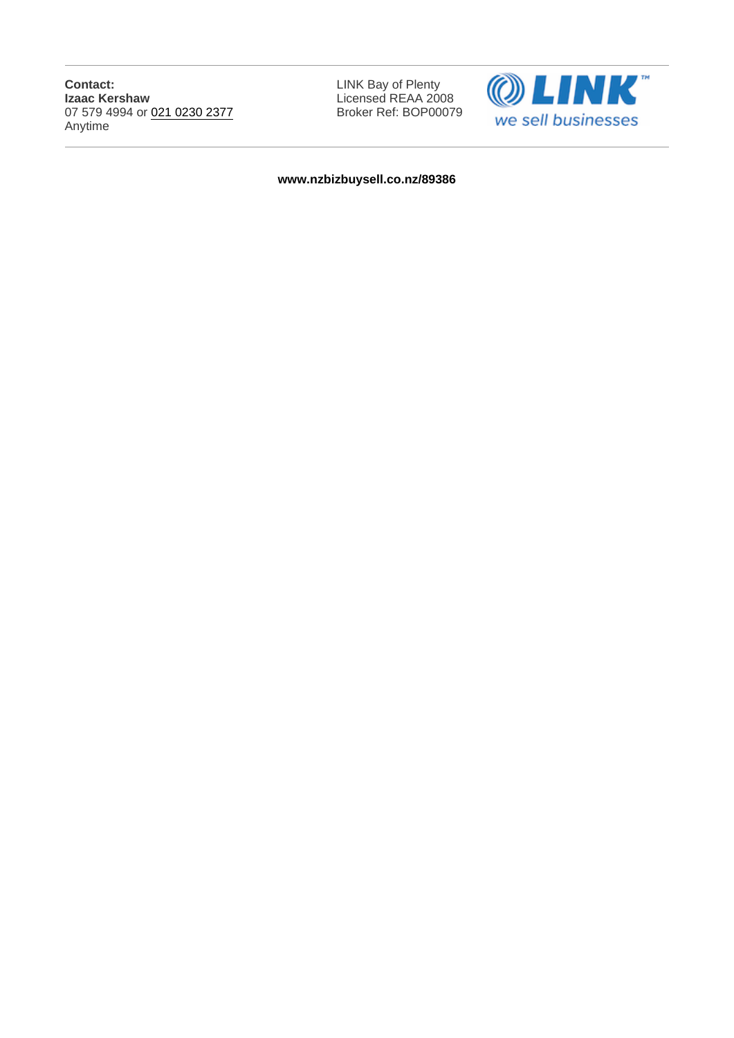**Contact:**
**Izaac Kershaw**
07 579 4994 or 021 0230 2377
Anytime

LINK Bay of Plenty
Licensed REAA 2008
Broker Ref: BOP00079

LINK™
we sell businesses

**www.nzbizbuysell.co.nz/89386**